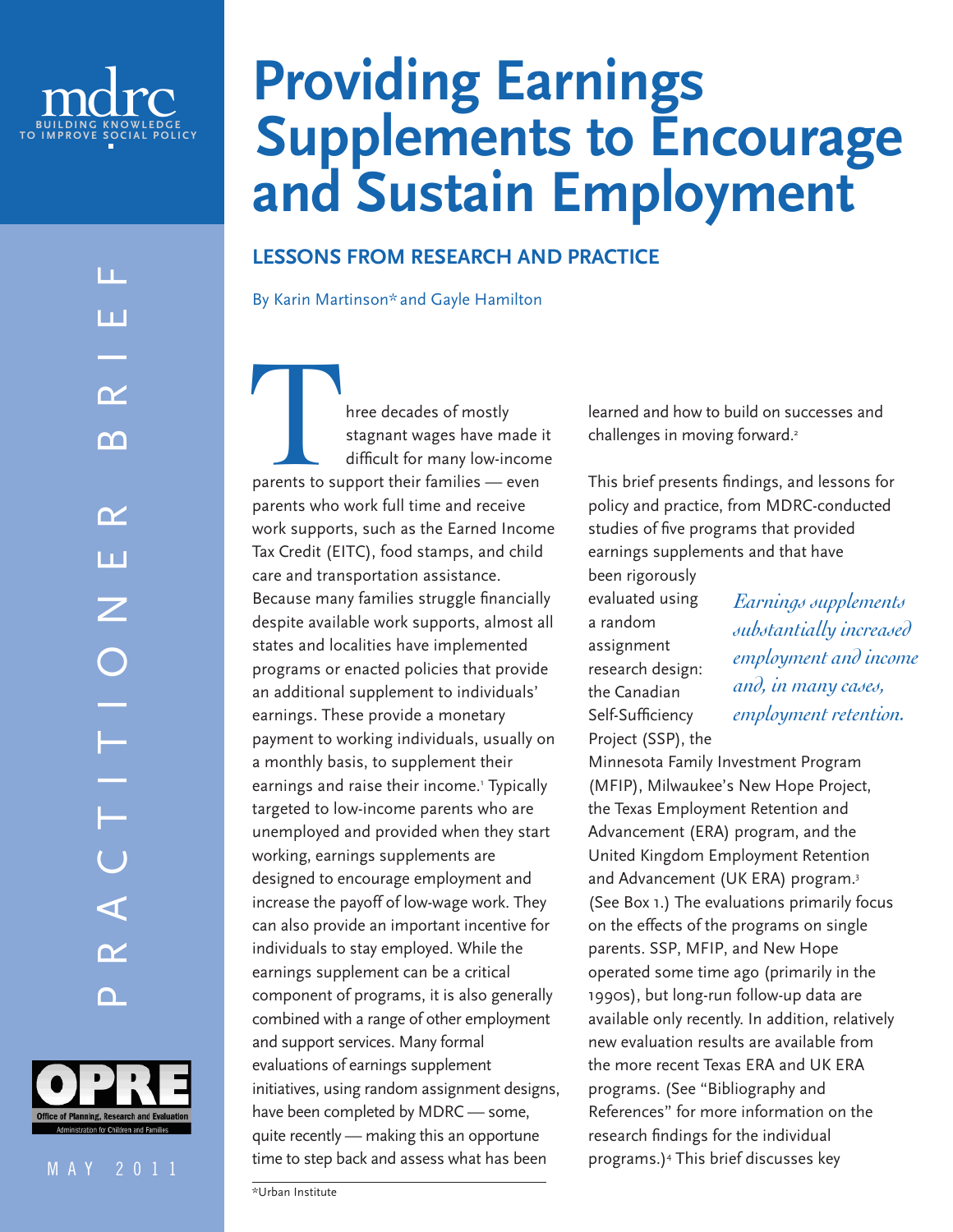mdrc
BUILDING KNOWLEDGE TO IMPROVE SOCIAL POLICY

PRACTITIONER BRIEF

# Providing Earnings Supplements to Encourage and Sustain Employment

## LESSONS FROM RESEARCH AND PRACTICE

By Karin Martinson* and Gayle Hamilton

Three decades of mostly stagnant wages have made it difficult for many low-income parents to support their families — even parents who work full time and receive work supports, such as the Earned Income Tax Credit (EITC), food stamps, and child care and transportation assistance. Because many families struggle financially despite available work supports, almost all states and localities have implemented programs or enacted policies that provide an additional supplement to individuals' earnings. These provide a monetary payment to working individuals, usually on a monthly basis, to supplement their earnings and raise their income.[1] Typically targeted to low-income parents who are unemployed and provided when they start working, earnings supplements are designed to encourage employment and increase the payoff of low-wage work. They can also provide an important incentive for individuals to stay employed. While the earnings supplement can be a critical component of programs, it is also generally combined with a range of other employment and support services. Many formal evaluations of earnings supplement initiatives, using random assignment designs, have been completed by MDRC — some, quite recently — making this an opportune time to step back and assess what has been learned and how to build on successes and challenges in moving forward.[2]

This brief presents findings, and lessons for policy and practice, from MDRC-conducted studies of five programs that provided earnings supplements and that have been rigorously evaluated using a random assignment research design: the Canadian Self-Sufficiency Project (SSP), the Minnesota Family Investment Program (MFIP), Milwaukee's New Hope Project, the Texas Employment Retention and Advancement (ERA) program, and the United Kingdom Employment Retention and Advancement (UK ERA) program.[3] (See Box 1.) The evaluations primarily focus on the effects of the programs on single parents. SSP, MFIP, and New Hope operated some time ago (primarily in the 1990s), but long-run follow-up data are available only recently. In addition, relatively new evaluation results are available from the more recent Texas ERA and UK ERA programs. (See "Bibliography and References" for more information on the research findings for the individual programs.)[4] This brief discusses key

*Earnings supplements substantially increased employment and income and, in many cases, employment retention.*

*Urban Institute

OPRE
Office of Planning, Research and Evaluation
Administration for Children and Families

MAY 2011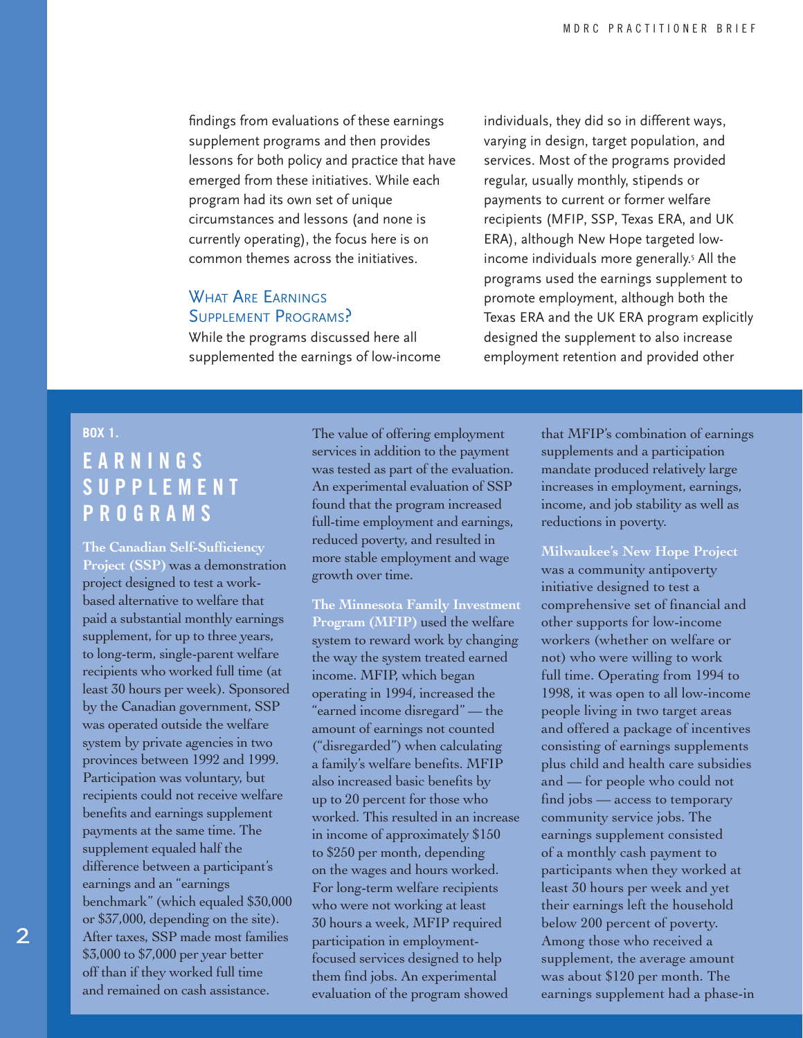findings from evaluations of these earnings supplement programs and then provides lessons for both policy and practice that have emerged from these initiatives. While each program had its own set of unique circumstances and lessons (and none is currently operating), the focus here is on common themes across the initiatives.

## What Are Earnings Supplement Programs?

While the programs discussed here all supplemented the earnings of low-income individuals, they did so in different ways, varying in design, target population, and services. Most of the programs provided regular, usually monthly, stipends or payments to current or former welfare recipients (MFIP, SSP, Texas ERA, and UK ERA), although New Hope targeted low-income individuals more generally.[5] All the programs used the earnings supplement to promote employment, although both the Texas ERA and the UK ERA program explicitly designed the supplement to also increase employment retention and provided other

---

**BOX 1.**

### EARNINGS SUPPLEMENT PROGRAMS

**The Canadian Self-Sufficiency Project (SSP)** was a demonstration project designed to test a work-based alternative to welfare that paid a substantial monthly earnings supplement, for up to three years, to long-term, single-parent welfare recipients who worked full time (at least 30 hours per week). Sponsored by the Canadian government, SSP was operated outside the welfare system by private agencies in two provinces between 1992 and 1999. Participation was voluntary, but recipients could not receive welfare benefits and earnings supplement payments at the same time. The supplement equaled half the difference between a participant's earnings and an "earnings benchmark" (which equaled $30,000 or $37,000, depending on the site). After taxes, SSP made most families $3,000 to $7,000 per year better off than if they worked full time and remained on cash assistance. The value of offering employment services in addition to the payment was tested as part of the evaluation. An experimental evaluation of SSP found that the program increased full-time employment and earnings, reduced poverty, and resulted in more stable employment and wage growth over time.

**The Minnesota Family Investment Program (MFIP)** used the welfare system to reward work by changing the way the system treated earned income. MFIP, which began operating in 1994, increased the "earned income disregard" — the amount of earnings not counted ("disregarded") when calculating a family's welfare benefits. MFIP also increased basic benefits by up to 20 percent for those who worked. This resulted in an increase in income of approximately $150 to $250 per month, depending on the wages and hours worked. For long-term welfare recipients who were not working at least 30 hours a week, MFIP required participation in employment-focused services designed to help them find jobs. An experimental evaluation of the program showed that MFIP's combination of earnings supplements and a participation mandate produced relatively large increases in employment, earnings, income, and job stability as well as reductions in poverty.

**Milwaukee's New Hope Project** was a community antipoverty initiative designed to test a comprehensive set of financial and other supports for low-income workers (whether on welfare or not) who were willing to work full time. Operating from 1994 to 1998, it was open to all low-income people living in two target areas and offered a package of incentives consisting of earnings supplements plus child and health care subsidies and — for people who could not find jobs — access to temporary community service jobs. The earnings supplement consisted of a monthly cash payment to participants when they worked at least 30 hours per week and yet their earnings left the household below 200 percent of poverty. Among those who received a supplement, the average amount was about $120 per month. The earnings supplement had a phase-in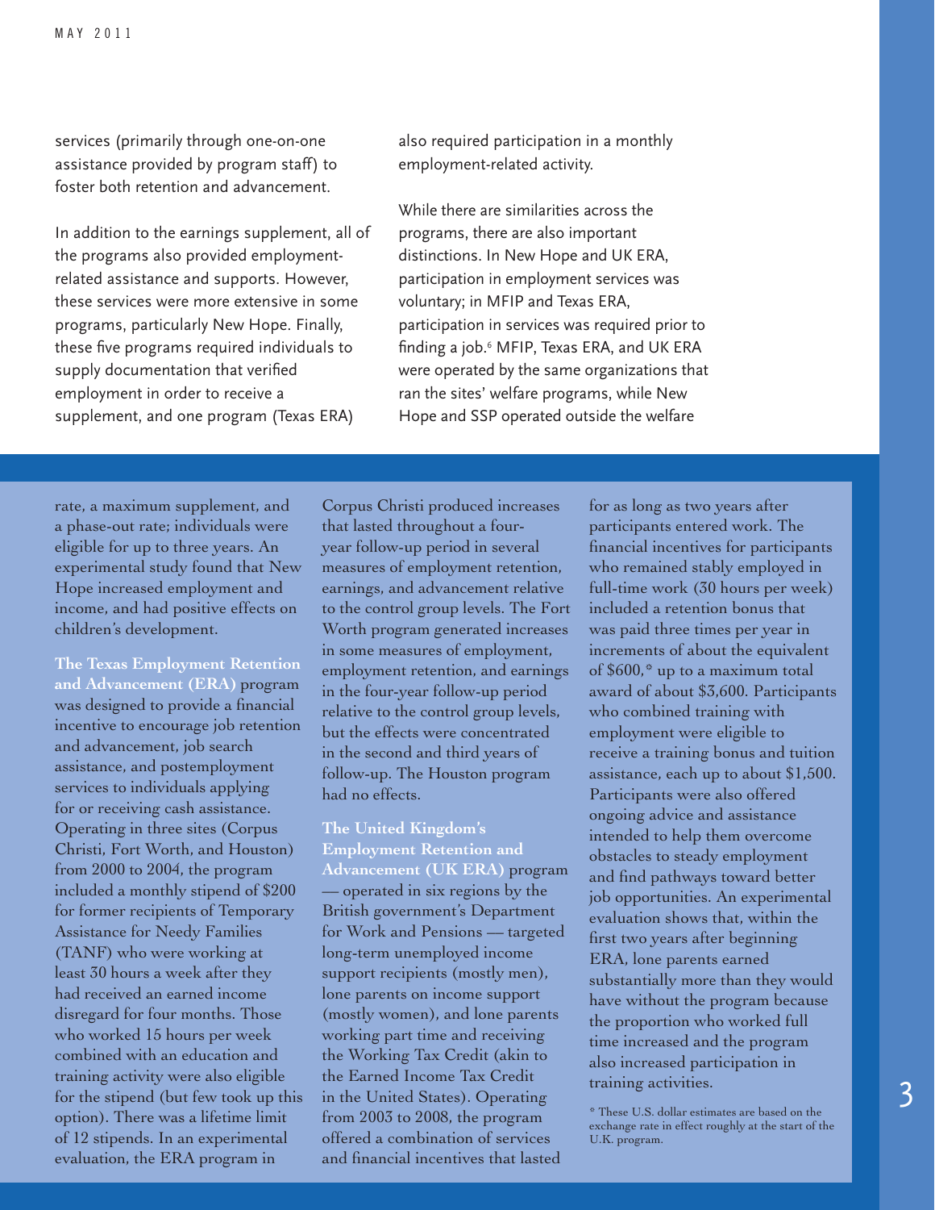services (primarily through one-on-one assistance provided by program staff) to foster both retention and advancement.

In addition to the earnings supplement, all of the programs also provided employment-related assistance and supports. However, these services were more extensive in some programs, particularly New Hope. Finally, these five programs required individuals to supply documentation that verified employment in order to receive a supplement, and one program (Texas ERA) also required participation in a monthly employment-related activity.

While there are similarities across the programs, there are also important distinctions. In New Hope and UK ERA, participation in employment services was voluntary; in MFIP and Texas ERA, participation in services was required prior to finding a job.[6] MFIP, Texas ERA, and UK ERA were operated by the same organizations that ran the sites' welfare programs, while New Hope and SSP operated outside the welfare

rate, a maximum supplement, and a phase-out rate; individuals were eligible for up to three years. An experimental study found that New Hope increased employment and income, and had positive effects on children's development.

**The Texas Employment Retention and Advancement (ERA)** program was designed to provide a financial incentive to encourage job retention and advancement, job search assistance, and postemployment services to individuals applying for or receiving cash assistance. Operating in three sites (Corpus Christi, Fort Worth, and Houston) from 2000 to 2004, the program included a monthly stipend of $200 for former recipients of Temporary Assistance for Needy Families (TANF) who were working at least 30 hours a week after they had received an earned income disregard for four months. Those who worked 15 hours per week combined with an education and training activity were also eligible for the stipend (but few took up this option). There was a lifetime limit of 12 stipends. In an experimental evaluation, the ERA program in Corpus Christi produced increases that lasted throughout a four-year follow-up period in several measures of employment retention, earnings, and advancement relative to the control group levels. The Fort Worth program generated increases in some measures of employment, employment retention, and earnings in the four-year follow-up period relative to the control group levels, but the effects were concentrated in the second and third years of follow-up. The Houston program had no effects.

**The United Kingdom's Employment Retention and Advancement (UK ERA)** program — operated in six regions by the British government's Department for Work and Pensions — targeted long-term unemployed income support recipients (mostly men), lone parents on income support (mostly women), and lone parents working part time and receiving the Working Tax Credit (akin to the Earned Income Tax Credit in the United States). Operating from 2003 to 2008, the program offered a combination of services and financial incentives that lasted for as long as two years after participants entered work. The financial incentives for participants who remained stably employed in full-time work (30 hours per week) included a retention bonus that was paid three times per year in increments of about the equivalent of $600,* up to a maximum total award of about $3,600. Participants who combined training with employment were eligible to receive a training bonus and tuition assistance, each up to about $1,500. Participants were also offered ongoing advice and assistance intended to help them overcome obstacles to steady employment and find pathways toward better job opportunities. An experimental evaluation shows that, within the first two years after beginning ERA, lone parents earned substantially more than they would have without the program because the proportion who worked full time increased and the program also increased participation in training activities.

\* These U.S. dollar estimates are based on the exchange rate in effect roughly at the start of the U.K. program.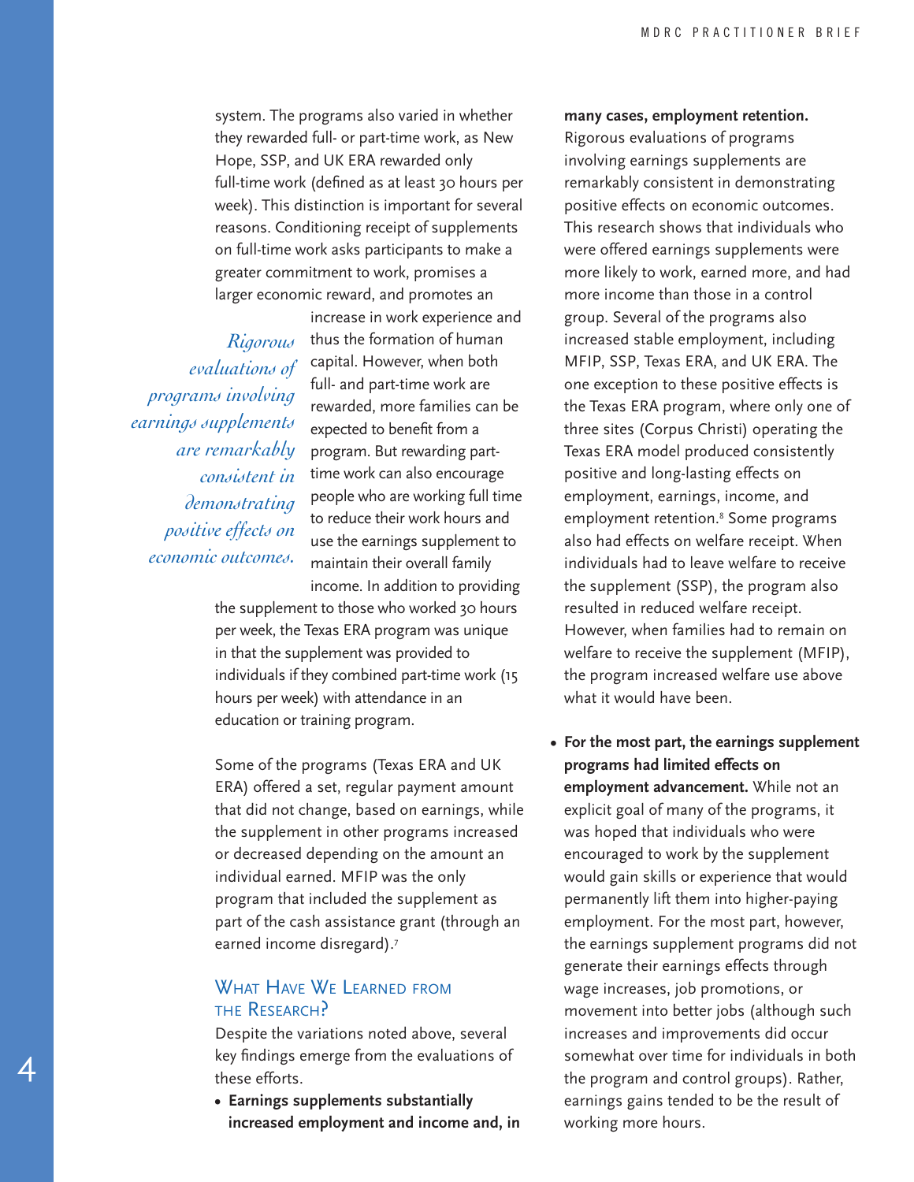system. The programs also varied in whether they rewarded full- or part-time work, as New Hope, SSP, and UK ERA rewarded only full-time work (defined as at least 30 hours per week). This distinction is important for several reasons. Conditioning receipt of supplements on full-time work asks participants to make a greater commitment to work, promises a larger economic reward, and promotes an increase in work experience and thus the formation of human capital. However, when both full- and part-time work are rewarded, more families can be expected to benefit from a program. But rewarding part-time work can also encourage people who are working full time to reduce their work hours and use the earnings supplement to maintain their overall family income. In addition to providing the supplement to those who worked 30 hours per week, the Texas ERA program was unique in that the supplement was provided to individuals if they combined part-time work (15 hours per week) with attendance in an education or training program.

*Rigorous evaluations of programs involving earnings supplements are remarkably consistent in demonstrating positive effects on economic outcomes.*

Some of the programs (Texas ERA and UK ERA) offered a set, regular payment amount that did not change, based on earnings, while the supplement in other programs increased or decreased depending on the amount an individual earned. MFIP was the only program that included the supplement as part of the cash assistance grant (through an earned income disregard).[7]

## What Have We Learned from the Research?

Despite the variations noted above, several key findings emerge from the evaluations of these efforts.

- **Earnings supplements substantially increased employment and income and, in many cases, employment retention.** Rigorous evaluations of programs involving earnings supplements are remarkably consistent in demonstrating positive effects on economic outcomes. This research shows that individuals who were offered earnings supplements were more likely to work, earned more, and had more income than those in a control group. Several of the programs also increased stable employment, including MFIP, SSP, Texas ERA, and UK ERA. The one exception to these positive effects is the Texas ERA program, where only one of three sites (Corpus Christi) operating the Texas ERA model produced consistently positive and long-lasting effects on employment, earnings, income, and employment retention.[8] Some programs also had effects on welfare receipt. When individuals had to leave welfare to receive the supplement (SSP), the program also resulted in reduced welfare receipt. However, when families had to remain on welfare to receive the supplement (MFIP), the program increased welfare use above what it would have been.

- **For the most part, the earnings supplement programs had limited effects on employment advancement.** While not an explicit goal of many of the programs, it was hoped that individuals who were encouraged to work by the supplement would gain skills or experience that would permanently lift them into higher-paying employment. For the most part, however, the earnings supplement programs did not generate their earnings effects through wage increases, job promotions, or movement into better jobs (although such increases and improvements did occur somewhat over time for individuals in both the program and control groups). Rather, earnings gains tended to be the result of working more hours.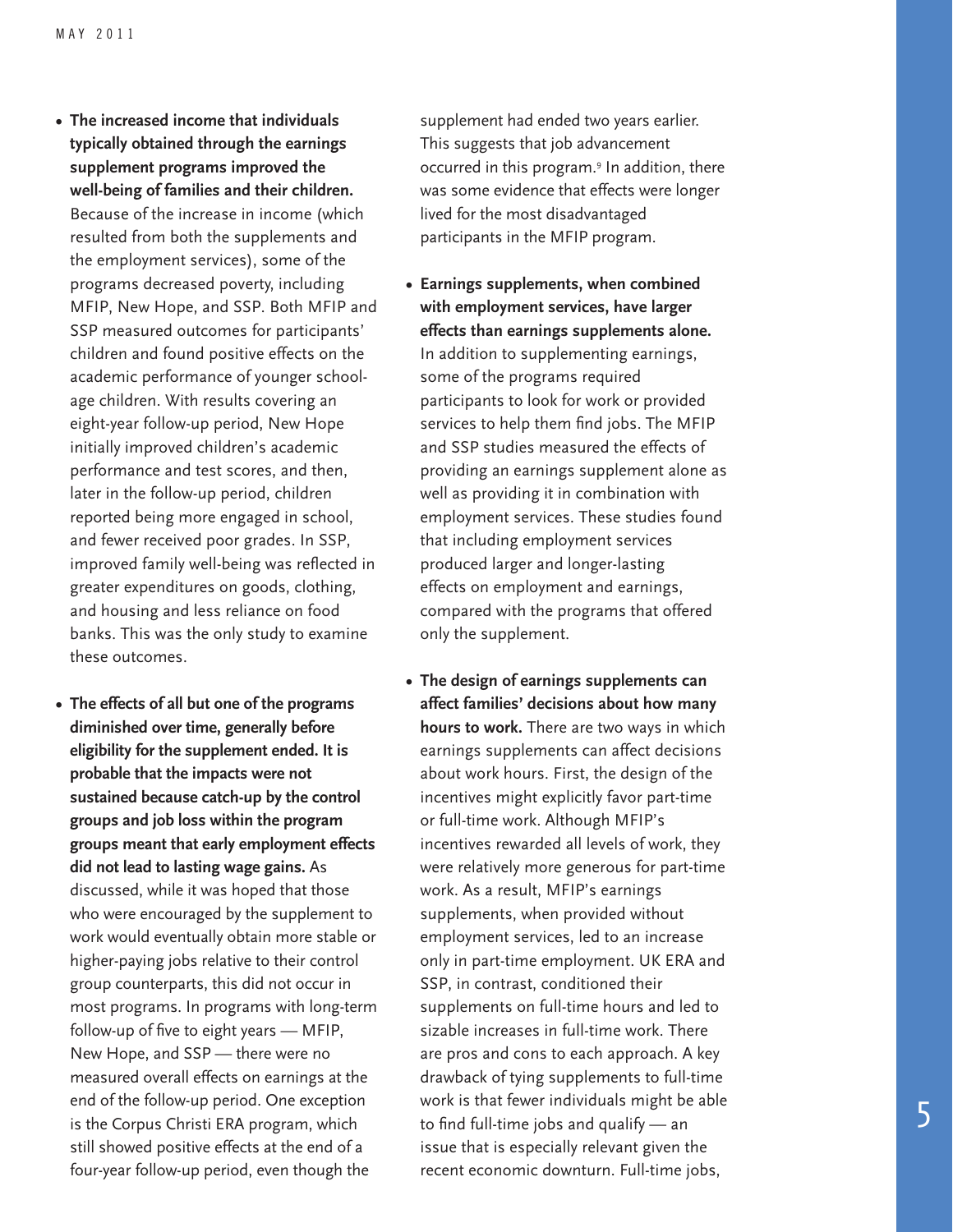- **The increased income that individuals typically obtained through the earnings supplement programs improved the well-being of families and their children.** Because of the increase in income (which resulted from both the supplements and the employment services), some of the programs decreased poverty, including MFIP, New Hope, and SSP. Both MFIP and SSP measured outcomes for participants' children and found positive effects on the academic performance of younger school-age children. With results covering an eight-year follow-up period, New Hope initially improved children's academic performance and test scores, and then, later in the follow-up period, children reported being more engaged in school, and fewer received poor grades. In SSP, improved family well-being was reflected in greater expenditures on goods, clothing, and housing and less reliance on food banks. This was the only study to examine these outcomes.

- **The effects of all but one of the programs diminished over time, generally before eligibility for the supplement ended. It is probable that the impacts were not sustained because catch-up by the control groups and job loss within the program groups meant that early employment effects did not lead to lasting wage gains.** As discussed, while it was hoped that those who were encouraged by the supplement to work would eventually obtain more stable or higher-paying jobs relative to their control group counterparts, this did not occur in most programs. In programs with long-term follow-up of five to eight years — MFIP, New Hope, and SSP — there were no measured overall effects on earnings at the end of the follow-up period. One exception is the Corpus Christi ERA program, which still showed positive effects at the end of a four-year follow-up period, even though the supplement had ended two years earlier. This suggests that job advancement occurred in this program.[9] In addition, there was some evidence that effects were longer lived for the most disadvantaged participants in the MFIP program.

- **Earnings supplements, when combined with employment services, have larger effects than earnings supplements alone.** In addition to supplementing earnings, some of the programs required participants to look for work or provided services to help them find jobs. The MFIP and SSP studies measured the effects of providing an earnings supplement alone as well as providing it in combination with employment services. These studies found that including employment services produced larger and longer-lasting effects on employment and earnings, compared with the programs that offered only the supplement.

- **The design of earnings supplements can affect families' decisions about how many hours to work.** There are two ways in which earnings supplements can affect decisions about work hours. First, the design of the incentives might explicitly favor part-time or full-time work. Although MFIP's incentives rewarded all levels of work, they were relatively more generous for part-time work. As a result, MFIP's earnings supplements, when provided without employment services, led to an increase only in part-time employment. UK ERA and SSP, in contrast, conditioned their supplements on full-time hours and led to sizable increases in full-time work. There are pros and cons to each approach. A key drawback of tying supplements to full-time work is that fewer individuals might be able to find full-time jobs and qualify — an issue that is especially relevant given the recent economic downturn. Full-time jobs,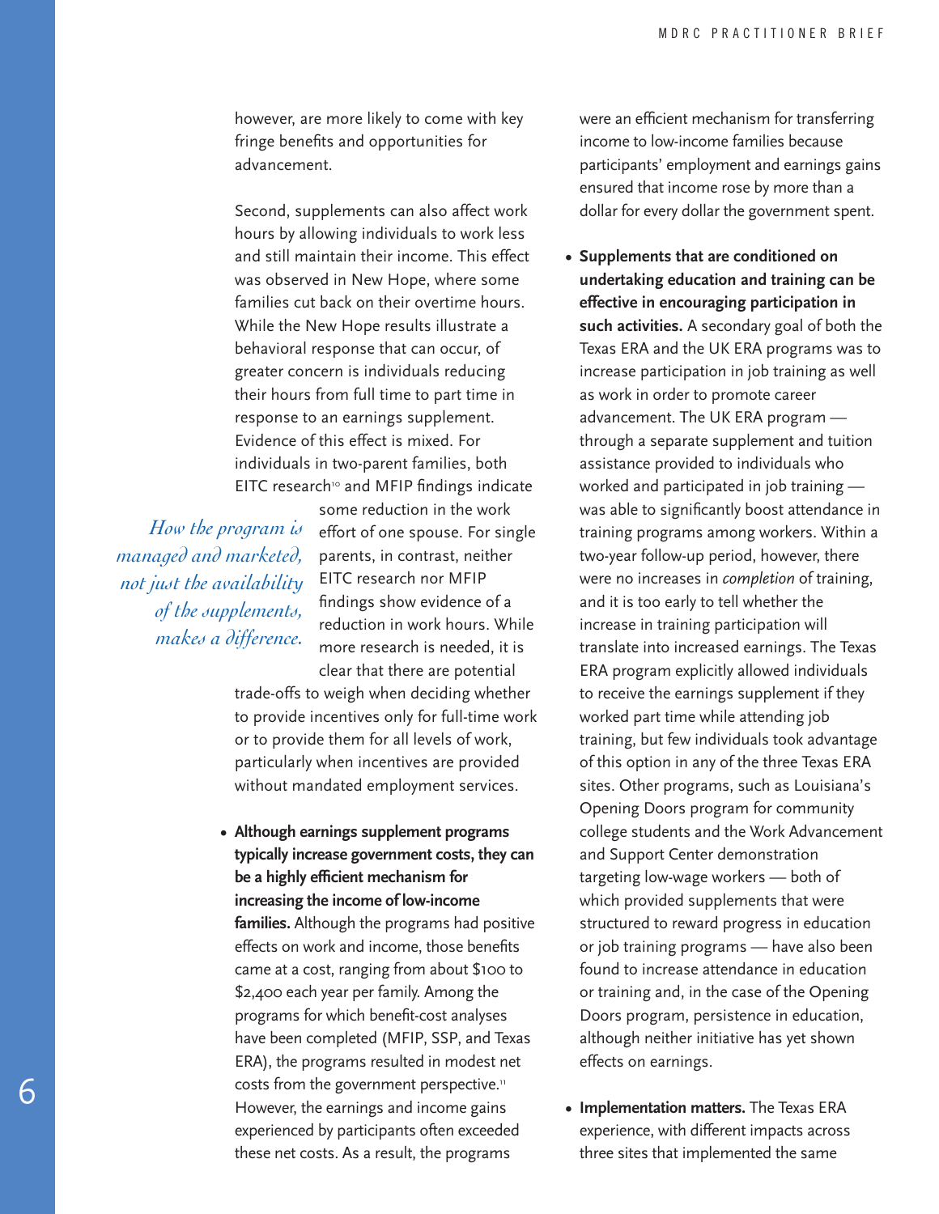however, are more likely to come with key fringe benefits and opportunities for advancement.

Second, supplements can also affect work hours by allowing individuals to work less and still maintain their income. This effect was observed in New Hope, where some families cut back on their overtime hours. While the New Hope results illustrate a behavioral response that can occur, of greater concern is individuals reducing their hours from full time to part time in response to an earnings supplement. Evidence of this effect is mixed. For individuals in two-parent families, both EITC research[10] and MFIP findings indicate some reduction in the work effort of one spouse. For single parents, in contrast, neither EITC research nor MFIP findings show evidence of a reduction in work hours. While more research is needed, it is clear that there are potential trade-offs to weigh when deciding whether to provide incentives only for full-time work or to provide them for all levels of work, particularly when incentives are provided without mandated employment services.

*How the program is managed and marketed, not just the availability of the supplements, makes a difference.*

- **Although earnings supplement programs typically increase government costs, they can be a highly efficient mechanism for increasing the income of low-income families.** Although the programs had positive effects on work and income, those benefits came at a cost, ranging from about $100 to $2,400 each year per family. Among the programs for which benefit-cost analyses have been completed (MFIP, SSP, and Texas ERA), the programs resulted in modest net costs from the government perspective.[11] However, the earnings and income gains experienced by participants often exceeded these net costs. As a result, the programs were an efficient mechanism for transferring income to low-income families because participants' employment and earnings gains ensured that income rose by more than a dollar for every dollar the government spent.

- **Supplements that are conditioned on undertaking education and training can be effective in encouraging participation in such activities.** A secondary goal of both the Texas ERA and the UK ERA programs was to increase participation in job training as well as work in order to promote career advancement. The UK ERA program — through a separate supplement and tuition assistance provided to individuals who worked and participated in job training — was able to significantly boost attendance in training programs among workers. Within a two-year follow-up period, however, there were no increases in *completion* of training, and it is too early to tell whether the increase in training participation will translate into increased earnings. The Texas ERA program explicitly allowed individuals to receive the earnings supplement if they worked part time while attending job training, but few individuals took advantage of this option in any of the three Texas ERA sites. Other programs, such as Louisiana's Opening Doors program for community college students and the Work Advancement and Support Center demonstration targeting low-wage workers — both of which provided supplements that were structured to reward progress in education or job training programs — have also been found to increase attendance in education or training and, in the case of the Opening Doors program, persistence in education, although neither initiative has yet shown effects on earnings.

- **Implementation matters.** The Texas ERA experience, with different impacts across three sites that implemented the same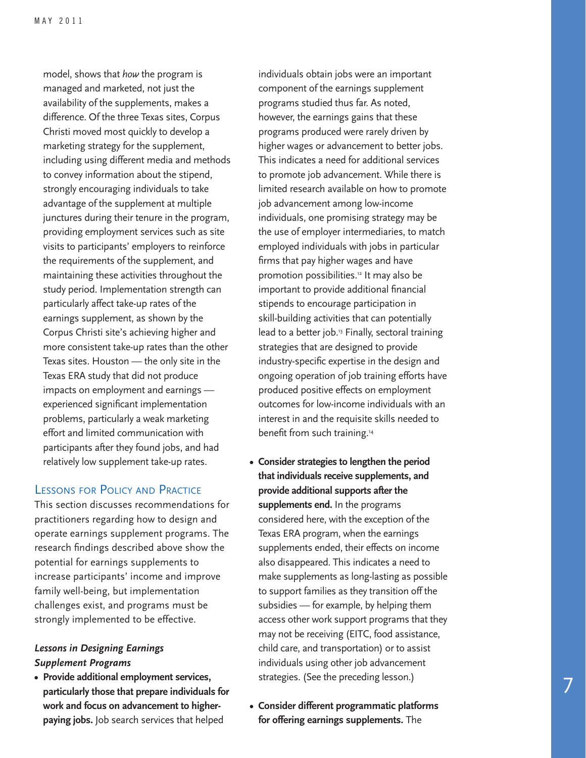model, shows that *how* the program is managed and marketed, not just the availability of the supplements, makes a difference. Of the three Texas sites, Corpus Christi moved most quickly to develop a marketing strategy for the supplement, including using different media and methods to convey information about the stipend, strongly encouraging individuals to take advantage of the supplement at multiple junctures during their tenure in the program, providing employment services such as site visits to participants' employers to reinforce the requirements of the supplement, and maintaining these activities throughout the study period. Implementation strength can particularly affect take-up rates of the earnings supplement, as shown by the Corpus Christi site's achieving higher and more consistent take-up rates than the other Texas sites. Houston — the only site in the Texas ERA study that did not produce impacts on employment and earnings — experienced significant implementation problems, particularly a weak marketing effort and limited communication with participants after they found jobs, and had relatively low supplement take-up rates.

## Lessons for Policy and Practice

This section discusses recommendations for practitioners regarding how to design and operate earnings supplement programs. The research findings described above show the potential for earnings supplements to increase participants' income and improve family well-being, but implementation challenges exist, and programs must be strongly implemented to be effective.

### *Lessons in Designing Earnings Supplement Programs*

- **Provide additional employment services, particularly those that prepare individuals for work and focus on advancement to higher-paying jobs.** Job search services that helped individuals obtain jobs were an important component of the earnings supplement programs studied thus far. As noted, however, the earnings gains that these programs produced were rarely driven by higher wages or advancement to better jobs. This indicates a need for additional services to promote job advancement. While there is limited research available on how to promote job advancement among low-income individuals, one promising strategy may be the use of employer intermediaries, to match employed individuals with jobs in particular firms that pay higher wages and have promotion possibilities.[12] It may also be important to provide additional financial stipends to encourage participation in skill-building activities that can potentially lead to a better job.[13] Finally, sectoral training strategies that are designed to provide industry-specific expertise in the design and ongoing operation of job training efforts have produced positive effects on employment outcomes for low-income individuals with an interest in and the requisite skills needed to benefit from such training.[14]

- **Consider strategies to lengthen the period that individuals receive supplements, and provide additional supports after the supplements end.** In the programs considered here, with the exception of the Texas ERA program, when the earnings supplements ended, their effects on income also disappeared. This indicates a need to make supplements as long-lasting as possible to support families as they transition off the subsidies — for example, by helping them access other work support programs that they may not be receiving (EITC, food assistance, child care, and transportation) or to assist individuals using other job advancement strategies. (See the preceding lesson.)

- **Consider different programmatic platforms for offering earnings supplements.** The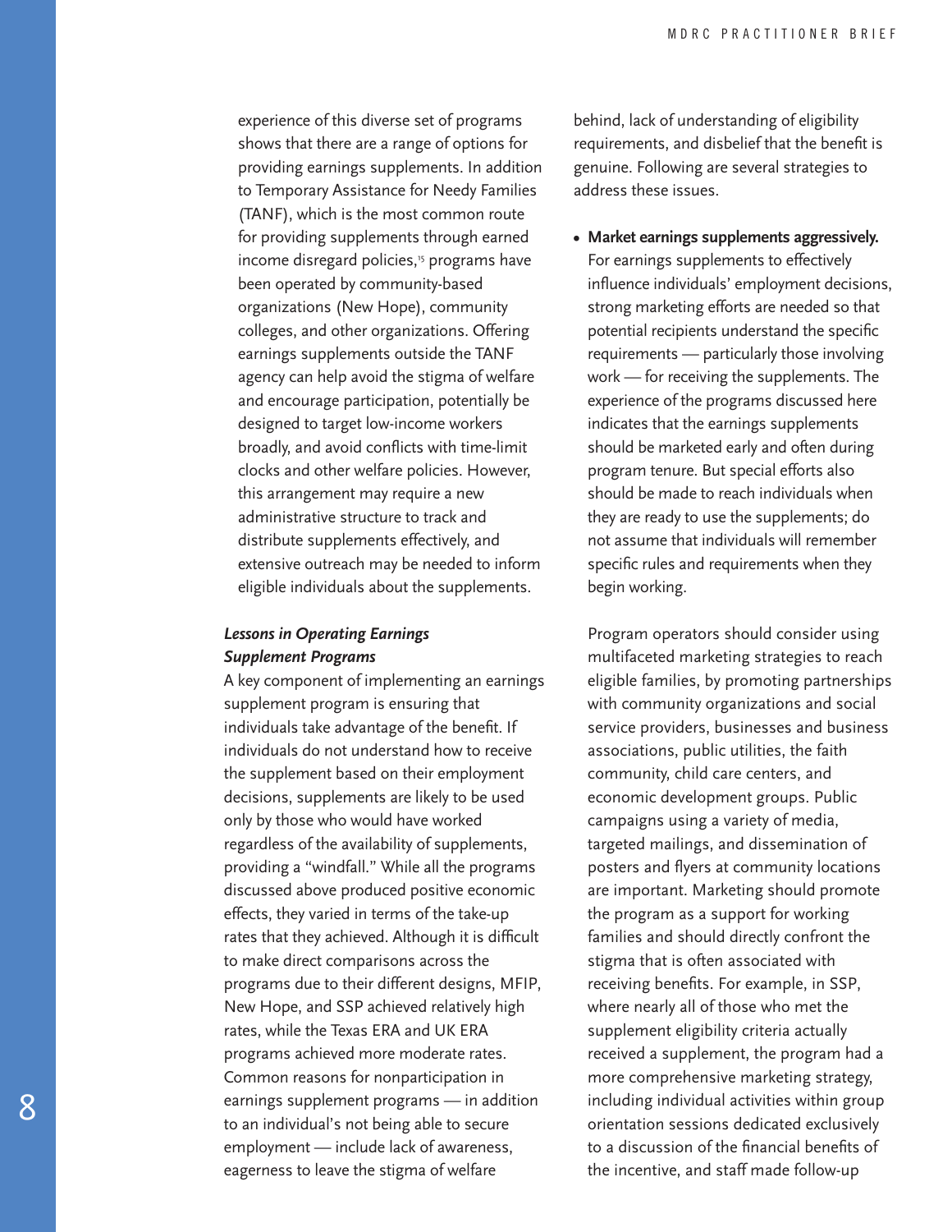experience of this diverse set of programs shows that there are a range of options for providing earnings supplements. In addition to Temporary Assistance for Needy Families (TANF), which is the most common route for providing supplements through earned income disregard policies,[15] programs have been operated by community-based organizations (New Hope), community colleges, and other organizations. Offering earnings supplements outside the TANF agency can help avoid the stigma of welfare and encourage participation, potentially be designed to target low-income workers broadly, and avoid conflicts with time-limit clocks and other welfare policies. However, this arrangement may require a new administrative structure to track and distribute supplements effectively, and extensive outreach may be needed to inform eligible individuals about the supplements.

### *Lessons in Operating Earnings Supplement Programs*

A key component of implementing an earnings supplement program is ensuring that individuals take advantage of the benefit. If individuals do not understand how to receive the supplement based on their employment decisions, supplements are likely to be used only by those who would have worked regardless of the availability of supplements, providing a "windfall." While all the programs discussed above produced positive economic effects, they varied in terms of the take-up rates that they achieved. Although it is difficult to make direct comparisons across the programs due to their different designs, MFIP, New Hope, and SSP achieved relatively high rates, while the Texas ERA and UK ERA programs achieved more moderate rates. Common reasons for nonparticipation in earnings supplement programs — in addition to an individual's not being able to secure employment — include lack of awareness, eagerness to leave the stigma of welfare behind, lack of understanding of eligibility requirements, and disbelief that the benefit is genuine. Following are several strategies to address these issues.

- **Market earnings supplements aggressively.** For earnings supplements to effectively influence individuals' employment decisions, strong marketing efforts are needed so that potential recipients understand the specific requirements — particularly those involving work — for receiving the supplements. The experience of the programs discussed here indicates that the earnings supplements should be marketed early and often during program tenure. But special efforts also should be made to reach individuals when they are ready to use the supplements; do not assume that individuals will remember specific rules and requirements when they begin working.

  Program operators should consider using multifaceted marketing strategies to reach eligible families, by promoting partnerships with community organizations and social service providers, businesses and business associations, public utilities, the faith community, child care centers, and economic development groups. Public campaigns using a variety of media, targeted mailings, and dissemination of posters and flyers at community locations are important. Marketing should promote the program as a support for working families and should directly confront the stigma that is often associated with receiving benefits. For example, in SSP, where nearly all of those who met the supplement eligibility criteria actually received a supplement, the program had a more comprehensive marketing strategy, including individual activities within group orientation sessions dedicated exclusively to a discussion of the financial benefits of the incentive, and staff made follow-up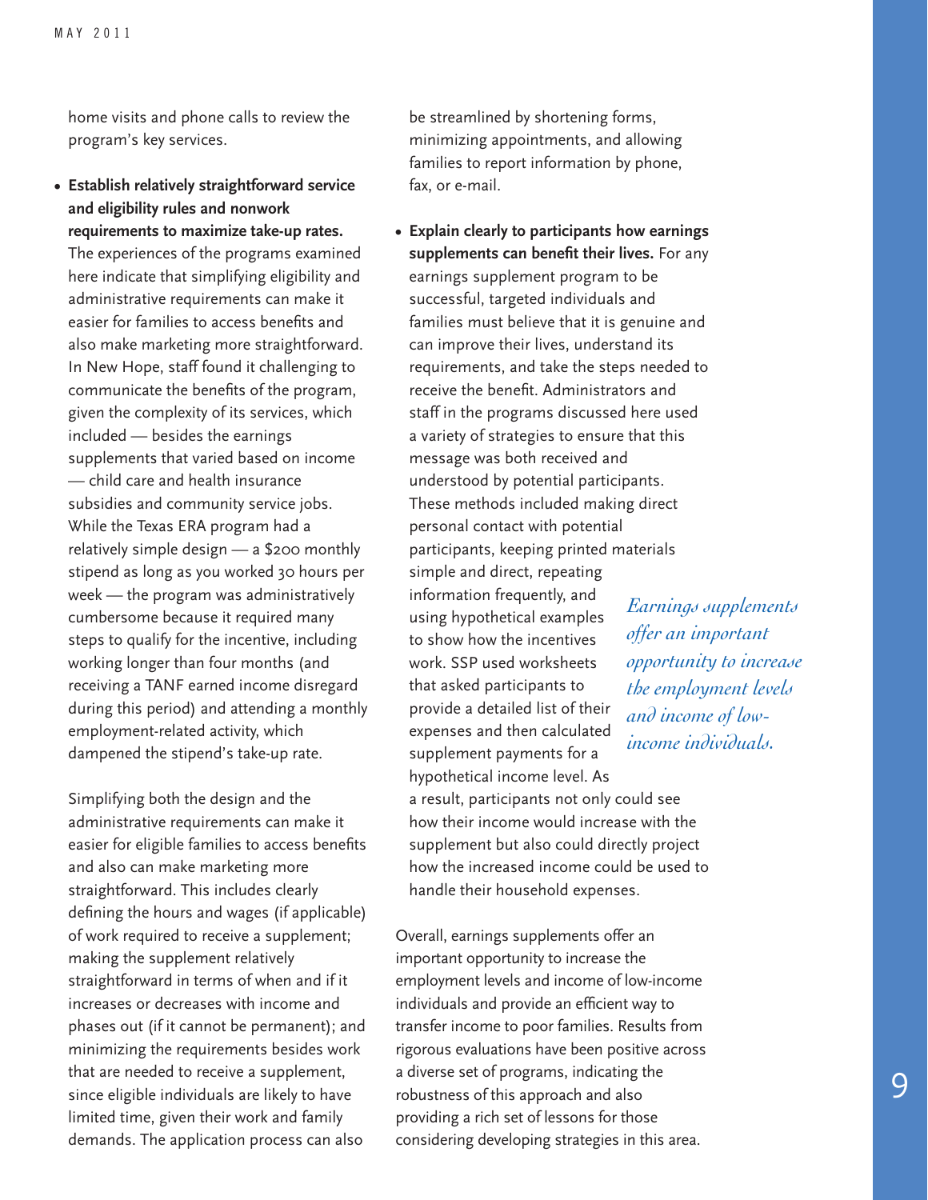home visits and phone calls to review the program's key services.

- **Establish relatively straightforward service and eligibility rules and nonwork requirements to maximize take-up rates.** The experiences of the programs examined here indicate that simplifying eligibility and administrative requirements can make it easier for families to access benefits and also make marketing more straightforward. In New Hope, staff found it challenging to communicate the benefits of the program, given the complexity of its services, which included — besides the earnings supplements that varied based on income — child care and health insurance subsidies and community service jobs. While the Texas ERA program had a relatively simple design — a $200 monthly stipend as long as you worked 30 hours per week — the program was administratively cumbersome because it required many steps to qualify for the incentive, including working longer than four months (and receiving a TANF earned income disregard during this period) and attending a monthly employment-related activity, which dampened the stipend's take-up rate.

  Simplifying both the design and the administrative requirements can make it easier for eligible families to access benefits and also can make marketing more straightforward. This includes clearly defining the hours and wages (if applicable) of work required to receive a supplement; making the supplement relatively straightforward in terms of when and if it increases or decreases with income and phases out (if it cannot be permanent); and minimizing the requirements besides work that are needed to receive a supplement, since eligible individuals are likely to have limited time, given their work and family demands. The application process can also be streamlined by shortening forms, minimizing appointments, and allowing families to report information by phone, fax, or e-mail.

- **Explain clearly to participants how earnings supplements can benefit their lives.** For any earnings supplement program to be successful, targeted individuals and families must believe that it is genuine and can improve their lives, understand its requirements, and take the steps needed to receive the benefit. Administrators and staff in the programs discussed here used a variety of strategies to ensure that this message was both received and understood by potential participants. These methods included making direct personal contact with potential participants, keeping printed materials simple and direct, repeating information frequently, and using hypothetical examples to show how the incentives work. SSP used worksheets that asked participants to provide a detailed list of their expenses and then calculated supplement payments for a hypothetical income level. As a result, participants not only could see how their income would increase with the supplement but also could directly project how the increased income could be used to handle their household expenses.

*Earnings supplements offer an important opportunity to increase the employment levels and income of low-income individuals.*

Overall, earnings supplements offer an important opportunity to increase the employment levels and income of low-income individuals and provide an efficient way to transfer income to poor families. Results from rigorous evaluations have been positive across a diverse set of programs, indicating the robustness of this approach and also providing a rich set of lessons for those considering developing strategies in this area.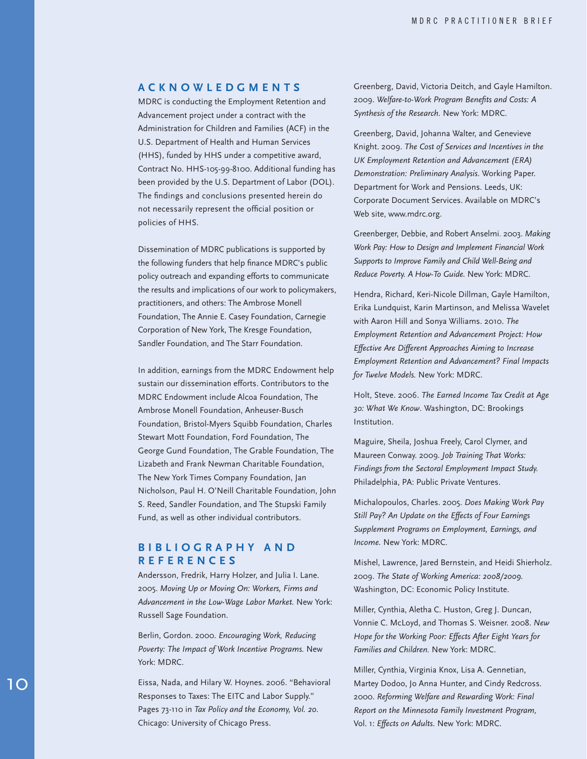## ACKNOWLEDGMENTS

MDRC is conducting the Employment Retention and Advancement project under a contract with the Administration for Children and Families (ACF) in the U.S. Department of Health and Human Services (HHS), funded by HHS under a competitive award, Contract No. HHS-105-99-8100. Additional funding has been provided by the U.S. Department of Labor (DOL). The findings and conclusions presented herein do not necessarily represent the official position or policies of HHS.

Dissemination of MDRC publications is supported by the following funders that help finance MDRC's public policy outreach and expanding efforts to communicate the results and implications of our work to policymakers, practitioners, and others: The Ambrose Monell Foundation, The Annie E. Casey Foundation, Carnegie Corporation of New York, The Kresge Foundation, Sandler Foundation, and The Starr Foundation.

In addition, earnings from the MDRC Endowment help sustain our dissemination efforts. Contributors to the MDRC Endowment include Alcoa Foundation, The Ambrose Monell Foundation, Anheuser-Busch Foundation, Bristol-Myers Squibb Foundation, Charles Stewart Mott Foundation, Ford Foundation, The George Gund Foundation, The Grable Foundation, The Lizabeth and Frank Newman Charitable Foundation, The New York Times Company Foundation, Jan Nicholson, Paul H. O'Neill Charitable Foundation, John S. Reed, Sandler Foundation, and The Stupski Family Fund, as well as other individual contributors.

## BIBLIOGRAPHY AND REFERENCES

Andersson, Fredrik, Harry Holzer, and Julia I. Lane. 2005. *Moving Up or Moving On: Workers, Firms and Advancement in the Low-Wage Labor Market.* New York: Russell Sage Foundation.

Berlin, Gordon. 2000. *Encouraging Work, Reducing Poverty: The Impact of Work Incentive Programs.* New York: MDRC.

Eissa, Nada, and Hilary W. Hoynes. 2006. "Behavioral Responses to Taxes: The EITC and Labor Supply." Pages 73-110 in *Tax Policy and the Economy, Vol. 20.* Chicago: University of Chicago Press.

Greenberg, David, Victoria Deitch, and Gayle Hamilton. 2009. *Welfare-to-Work Program Benefits and Costs: A Synthesis of the Research.* New York: MDRC.

Greenberg, David, Johanna Walter, and Genevieve Knight. 2009. *The Cost of Services and Incentives in the UK Employment Retention and Advancement (ERA) Demonstration: Preliminary Analysis.* Working Paper. Department for Work and Pensions. Leeds, UK: Corporate Document Services. Available on MDRC's Web site, www.mdrc.org.

Greenberger, Debbie, and Robert Anselmi. 2003. *Making Work Pay: How to Design and Implement Financial Work Supports to Improve Family and Child Well-Being and Reduce Poverty. A How-To Guide.* New York: MDRC.

Hendra, Richard, Keri-Nicole Dillman, Gayle Hamilton, Erika Lundquist, Karin Martinson, and Melissa Wavelet with Aaron Hill and Sonya Williams. 2010. *The Employment Retention and Advancement Project: How Effective Are Different Approaches Aiming to Increase Employment Retention and Advancement? Final Impacts for Twelve Models.* New York: MDRC.

Holt, Steve. 2006. *The Earned Income Tax Credit at Age 30: What We Know.* Washington, DC: Brookings Institution.

Maguire, Sheila, Joshua Freely, Carol Clymer, and Maureen Conway. 2009. *Job Training That Works: Findings from the Sectoral Employment Impact Study.* Philadelphia, PA: Public Private Ventures.

Michalopoulos, Charles. 2005. *Does Making Work Pay Still Pay? An Update on the Effects of Four Earnings Supplement Programs on Employment, Earnings, and Income.* New York: MDRC.

Mishel, Lawrence, Jared Bernstein, and Heidi Shierholz. 2009. *The State of Working America: 2008/2009.* Washington, DC: Economic Policy Institute.

Miller, Cynthia, Aletha C. Huston, Greg J. Duncan, Vonnie C. McLoyd, and Thomas S. Weisner. 2008. *New Hope for the Working Poor: Effects After Eight Years for Families and Children.* New York: MDRC.

Miller, Cynthia, Virginia Knox, Lisa A. Gennetian, Martey Dodoo, Jo Anna Hunter, and Cindy Redcross. 2000. *Reforming Welfare and Rewarding Work: Final Report on the Minnesota Family Investment Program,* Vol. 1: *Effects on Adults.* New York: MDRC.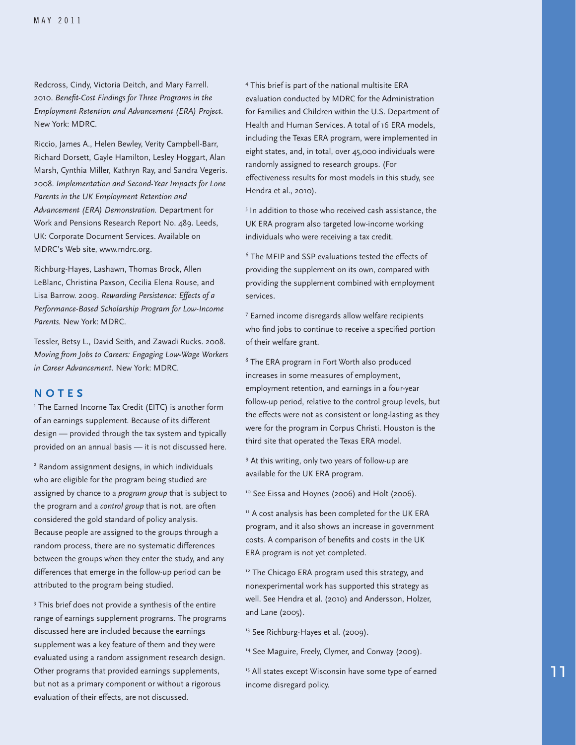Redcross, Cindy, Victoria Deitch, and Mary Farrell. 2010. *Benefit-Cost Findings for Three Programs in the Employment Retention and Advancement (ERA) Project.* New York: MDRC.

Riccio, James A., Helen Bewley, Verity Campbell-Barr, Richard Dorsett, Gayle Hamilton, Lesley Hoggart, Alan Marsh, Cynthia Miller, Kathryn Ray, and Sandra Vegeris. 2008. *Implementation and Second-Year Impacts for Lone Parents in the UK Employment Retention and Advancement (ERA) Demonstration.* Department for Work and Pensions Research Report No. 489. Leeds, UK: Corporate Document Services. Available on MDRC's Web site, www.mdrc.org.

Richburg-Hayes, Lashawn, Thomas Brock, Allen LeBlanc, Christina Paxson, Cecilia Elena Rouse, and Lisa Barrow. 2009. *Rewarding Persistence: Effects of a Performance-Based Scholarship Program for Low-Income Parents.* New York: MDRC.

Tessler, Betsy L., David Seith, and Zawadi Rucks. 2008. *Moving from Jobs to Careers: Engaging Low-Wage Workers in Career Advancement.* New York: MDRC.

## NOTES

[1] The Earned Income Tax Credit (EITC) is another form of an earnings supplement. Because of its different design — provided through the tax system and typically provided on an annual basis — it is not discussed here.

[2] Random assignment designs, in which individuals who are eligible for the program being studied are assigned by chance to a *program group* that is subject to the program and a *control group* that is not, are often considered the gold standard of policy analysis. Because people are assigned to the groups through a random process, there are no systematic differences between the groups when they enter the study, and any differences that emerge in the follow-up period can be attributed to the program being studied.

[3] This brief does not provide a synthesis of the entire range of earnings supplement programs. The programs discussed here are included because the earnings supplement was a key feature of them and they were evaluated using a random assignment research design. Other programs that provided earnings supplements, but not as a primary component or without a rigorous evaluation of their effects, are not discussed.

[4] This brief is part of the national multisite ERA evaluation conducted by MDRC for the Administration for Families and Children within the U.S. Department of Health and Human Services. A total of 16 ERA models, including the Texas ERA program, were implemented in eight states, and, in total, over 45,000 individuals were randomly assigned to research groups. (For effectiveness results for most models in this study, see Hendra et al., 2010).

[5] In addition to those who received cash assistance, the UK ERA program also targeted low-income working individuals who were receiving a tax credit.

[6] The MFIP and SSP evaluations tested the effects of providing the supplement on its own, compared with providing the supplement combined with employment services.

[7] Earned income disregards allow welfare recipients who find jobs to continue to receive a specified portion of their welfare grant.

[8] The ERA program in Fort Worth also produced increases in some measures of employment, employment retention, and earnings in a four-year follow-up period, relative to the control group levels, but the effects were not as consistent or long-lasting as they were for the program in Corpus Christi. Houston is the third site that operated the Texas ERA model.

[9] At this writing, only two years of follow-up are available for the UK ERA program.

[10] See Eissa and Hoynes (2006) and Holt (2006).

[11] A cost analysis has been completed for the UK ERA program, and it also shows an increase in government costs. A comparison of benefits and costs in the UK ERA program is not yet completed.

[12] The Chicago ERA program used this strategy, and nonexperimental work has supported this strategy as well. See Hendra et al. (2010) and Andersson, Holzer, and Lane (2005).

[13] See Richburg-Hayes et al. (2009).

[14] See Maguire, Freely, Clymer, and Conway (2009).

[15] All states except Wisconsin have some type of earned income disregard policy.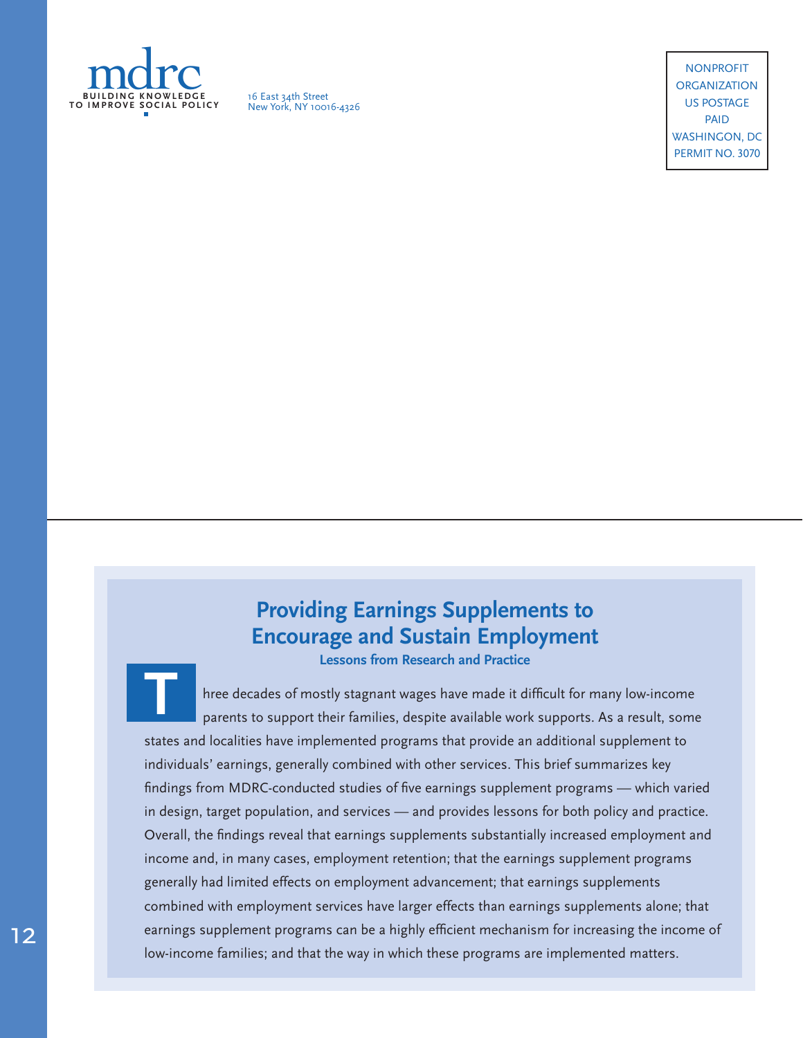mdrc
BUILDING KNOWLEDGE
TO IMPROVE SOCIAL POLICY

16 East 34th Street
New York, NY 10016-4326

NONPROFIT
ORGANIZATION
US POSTAGE
PAID
WASHINGON, DC
PERMIT NO. 3070

## Providing Earnings Supplements to Encourage and Sustain Employment

### Lessons from Research and Practice

Three decades of mostly stagnant wages have made it difficult for many low-income parents to support their families, despite available work supports. As a result, some states and localities have implemented programs that provide an additional supplement to individuals' earnings, generally combined with other services. This brief summarizes key findings from MDRC-conducted studies of five earnings supplement programs — which varied in design, target population, and services — and provides lessons for both policy and practice. Overall, the findings reveal that earnings supplements substantially increased employment and income and, in many cases, employment retention; that the earnings supplement programs generally had limited effects on employment advancement; that earnings supplements combined with employment services have larger effects than earnings supplements alone; that earnings supplement programs can be a highly efficient mechanism for increasing the income of low-income families; and that the way in which these programs are implemented matters.